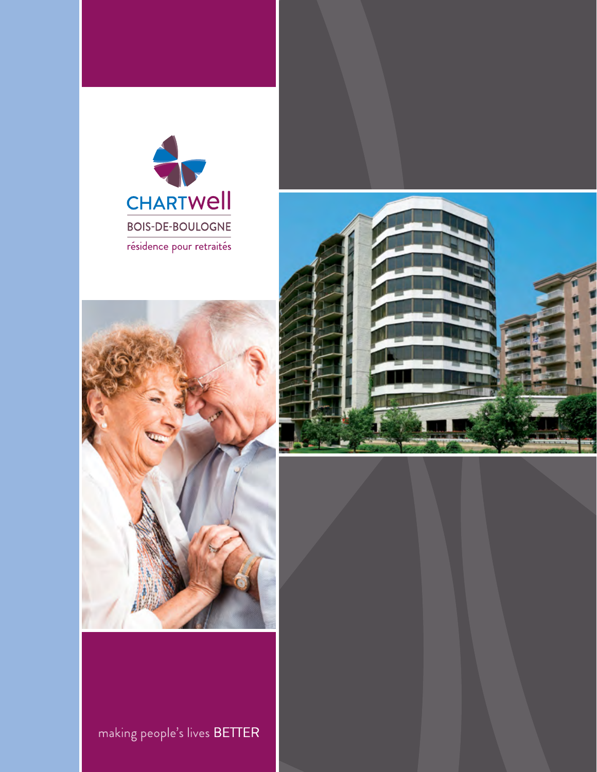CHARTWell

BOIS-DE-BOULOGNE

résidence pour retraités

making people's lives BETTER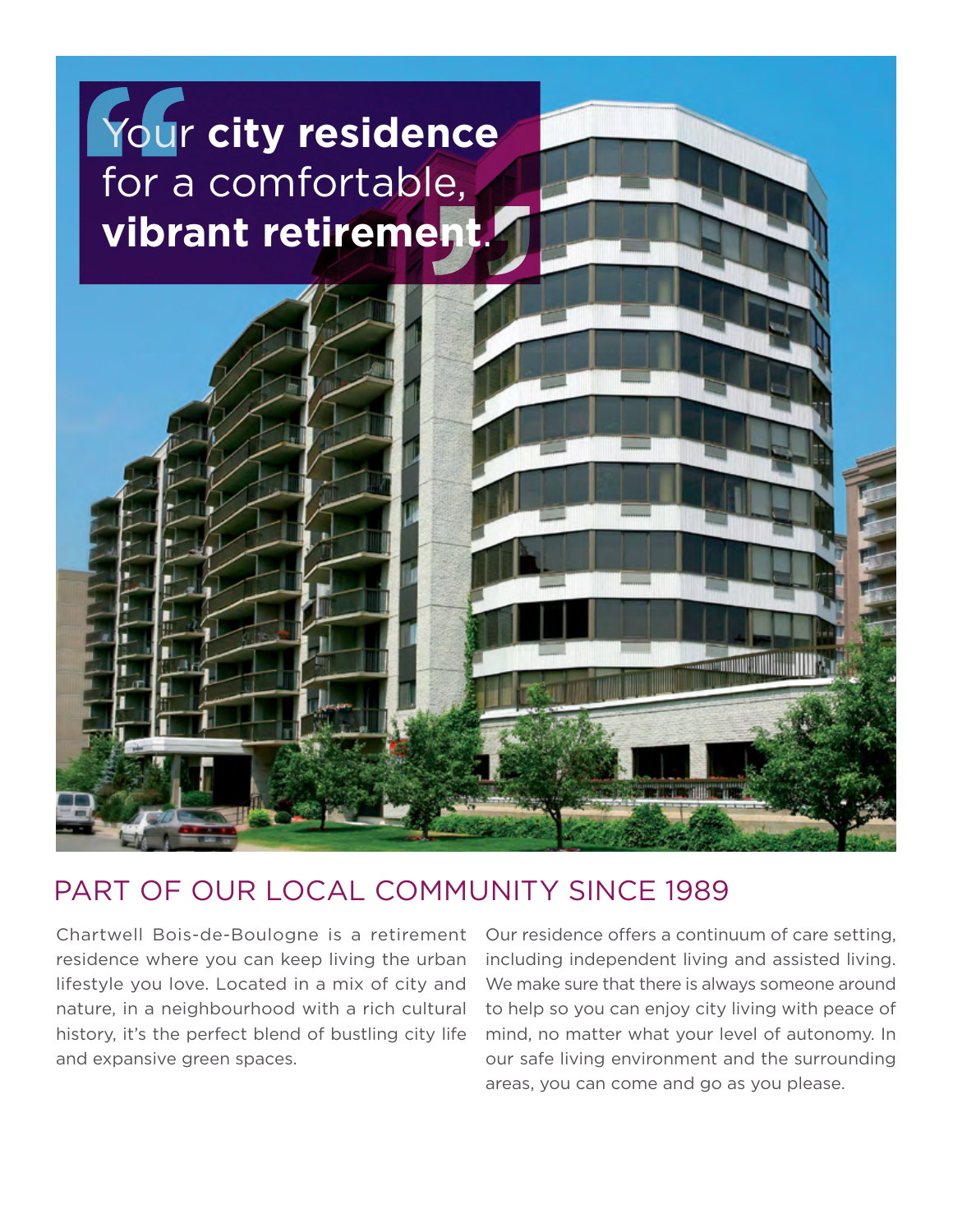"Your **city residence** for a comfortable, **vibrant retirement**."

## PART OF OUR LOCAL COMMUNITY SINCE 1989

Chartwell Bois-de-Boulogne is a retirement residence where you can keep living the urban lifestyle you love. Located in a mix of city and nature, in a neighbourhood with a rich cultural history, it's the perfect blend of bustling city life and expansive green spaces.

Our residence offers a continuum of care setting, including independent living and assisted living. We make sure that there is always someone around to help so you can enjoy city living with peace of mind, no matter what your level of autonomy. In our safe living environment and the surrounding areas, you can come and go as you please.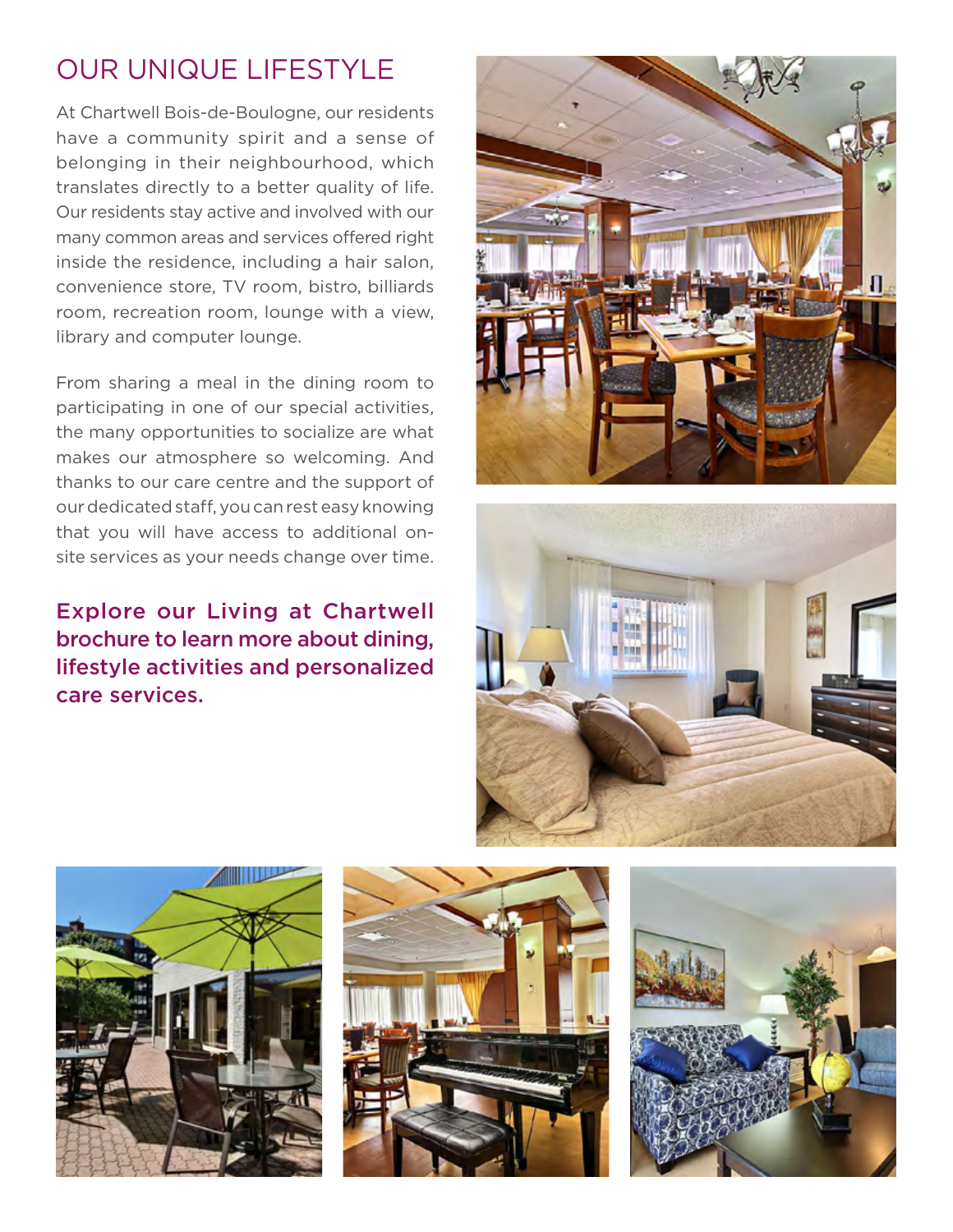# OUR UNIQUE LIFESTYLE

At Chartwell Bois-de-Boulogne, our residents have a community spirit and a sense of belonging in their neighbourhood, which translates directly to a better quality of life. Our residents stay active and involved with our many common areas and services offered right inside the residence, including a hair salon, convenience store, TV room, bistro, billiards room, recreation room, lounge with a view, library and computer lounge.

From sharing a meal in the dining room to participating in one of our special activities, the many opportunities to socialize are what makes our atmosphere so welcoming. And thanks to our care centre and the support of our dedicated staff, you can rest easy knowing that you will have access to additional on-site services as your needs change over time.

**Explore our Living at Chartwell brochure to learn more about dining, lifestyle activities and personalized care services.**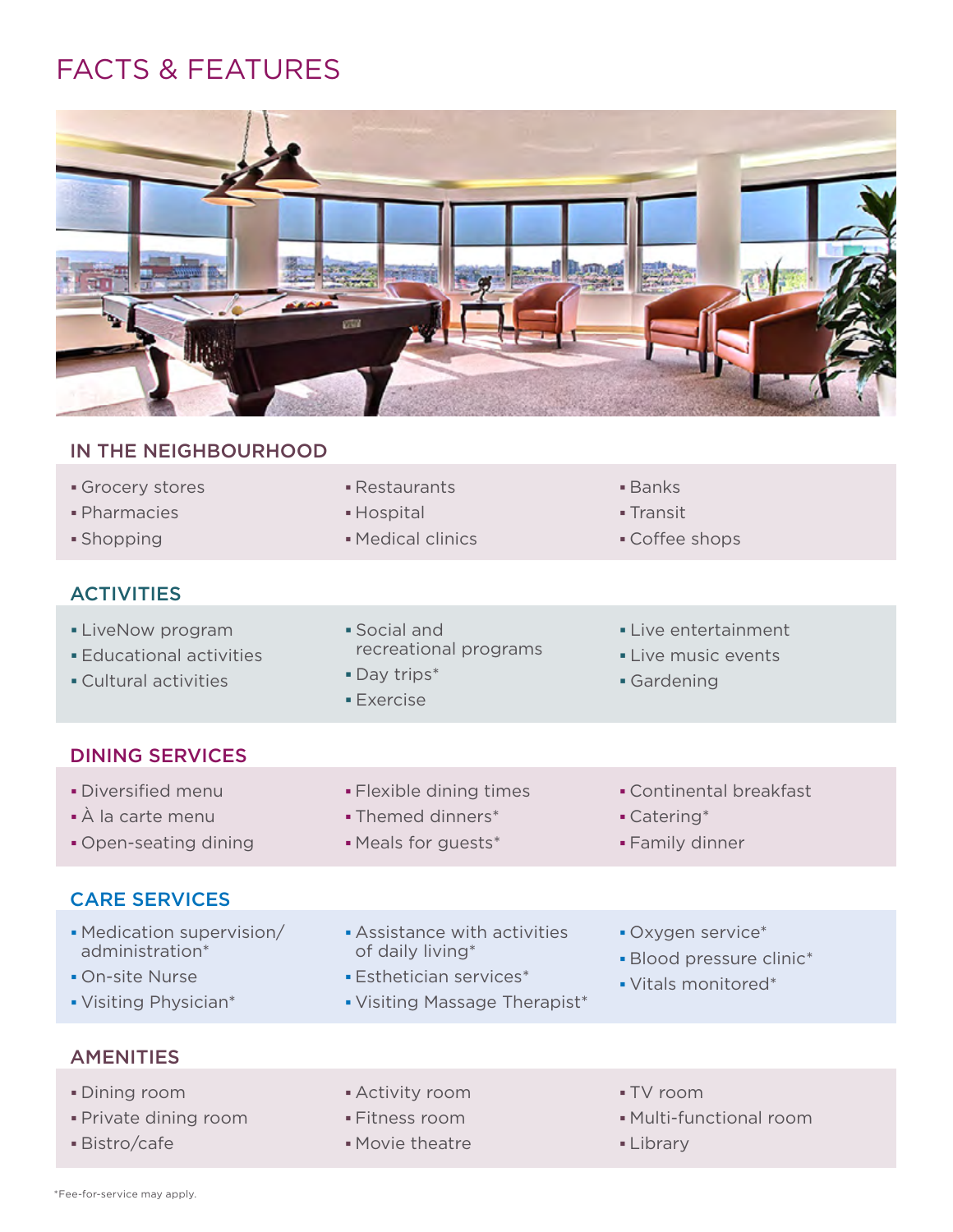# FACTS & FEATURES

## IN THE NEIGHBOURHOOD

- Grocery stores
- Pharmacies
- Shopping
- Restaurants
- Hospital
- Medical clinics
- Banks
- Transit
- Coffee shops

## ACTIVITIES

- LiveNow program
- Educational activities
- Cultural activities
- Social and recreational programs
- Day trips*
- Exercise
- Live entertainment
- Live music events
- Gardening

## DINING SERVICES

- Diversified menu
- À la carte menu
- Open-seating dining
- Flexible dining times
- Themed dinners*
- Meals for guests*
- Continental breakfast
- Catering*
- Family dinner

## CARE SERVICES

- Medication supervision/ administration*
- On-site Nurse
- Visiting Physician*
- Assistance with activities of daily living*
- Esthetician services*
- Visiting Massage Therapist*
- Oxygen service*
- Blood pressure clinic*
- Vitals monitored*

## AMENITIES

- Dining room
- Private dining room
- Bistro/cafe
- Activity room
- Fitness room
- Movie theatre
- TV room
- Multi-functional room
- Library

*Fee-for-service may apply.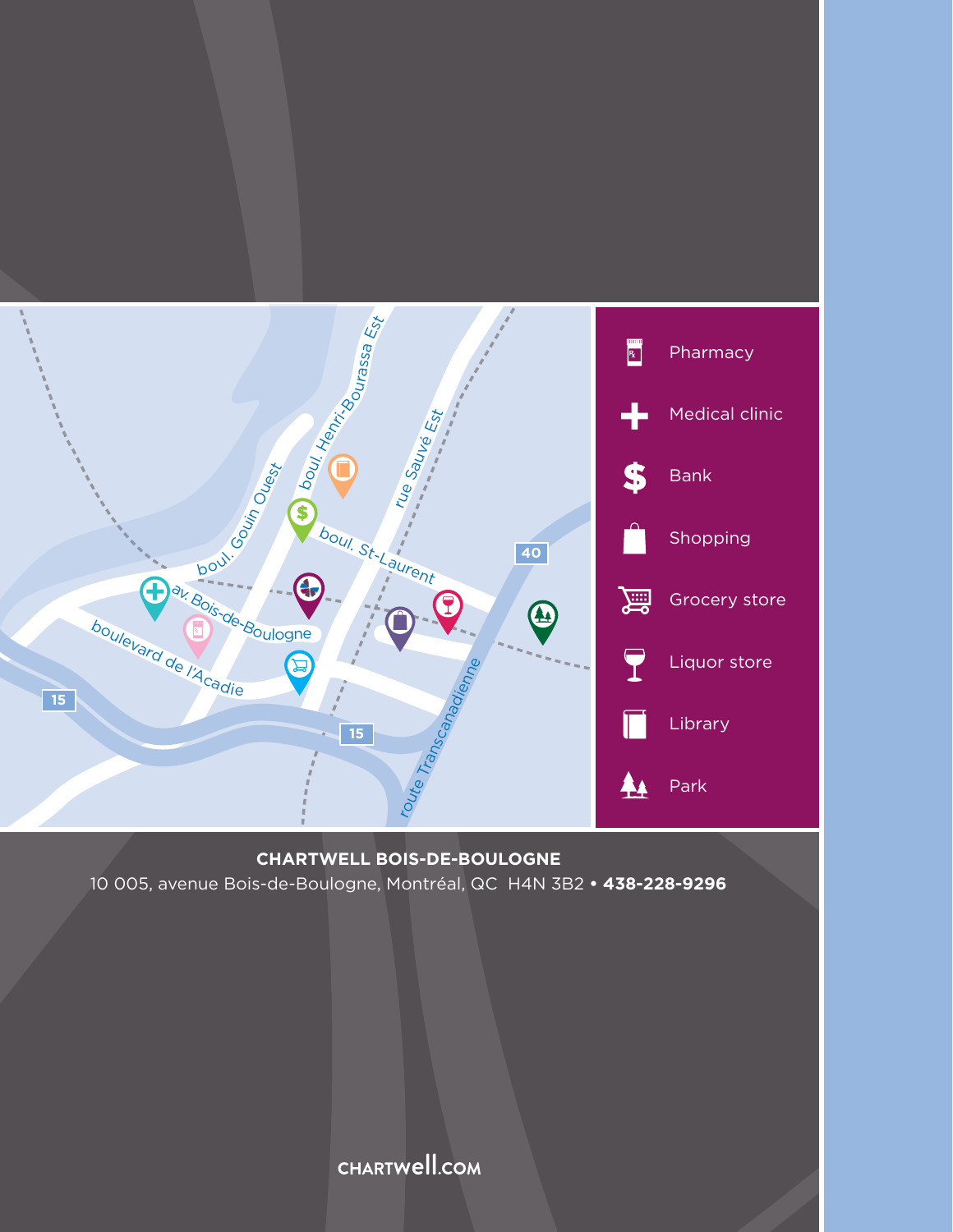- Pharmacy
- Medical clinic
- Bank
- Shopping
- Grocery store
- Liquor store
- Library
- Park

**CHARTWELL BOIS-DE-BOULOGNE**

10 005, avenue Bois-de-Boulogne, Montréal, QC H4N 3B2 • **438-228-9296**

CHARTWELL.COM